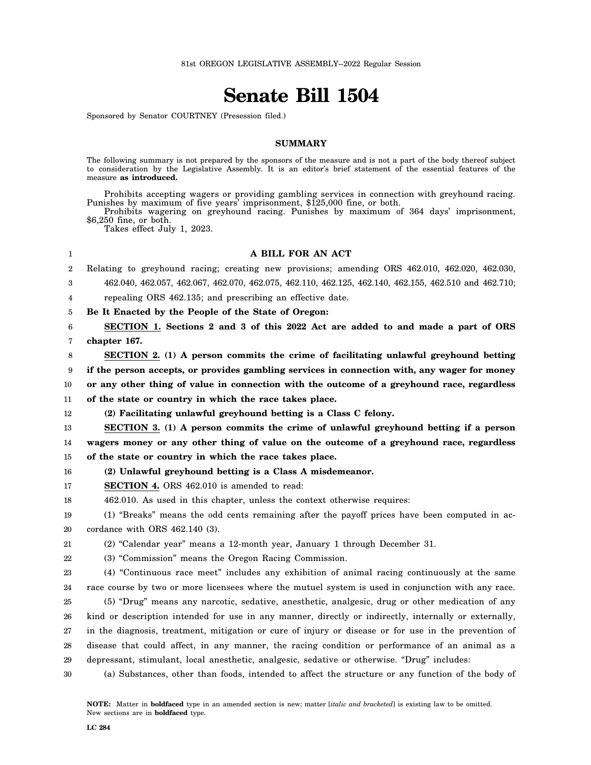81st OREGON LEGISLATIVE ASSEMBLY--2022 Regular Session

# Senate Bill 1504

Sponsored by Senator COURTNEY (Presession filed.)

## SUMMARY

The following summary is not prepared by the sponsors of the measure and is not a part of the body thereof subject to consideration by the Legislative Assembly. It is an editor's brief statement of the essential features of the measure **as introduced.**

Prohibits accepting wagers or providing gambling services in connection with greyhound racing. Punishes by maximum of five years' imprisonment, $125,000 fine, or both.

Prohibits wagering on greyhound racing. Punishes by maximum of 364 days' imprisonment, $6,250 fine, or both.

Takes effect July 1, 2023.

## A BILL FOR AN ACT

Relating to greyhound racing; creating new provisions; amending ORS 462.010, 462.020, 462.030, 462.040, 462.057, 462.067, 462.070, 462.075, 462.110, 462.125, 462.140, 462.155, 462.510 and 462.710; repealing ORS 462.135; and prescribing an effective date.

**Be It Enacted by the People of the State of Oregon:**

**SECTION 1. Sections 2 and 3 of this 2022 Act are added to and made a part of ORS chapter 167.**

**SECTION 2. (1) A person commits the crime of facilitating unlawful greyhound betting if the person accepts, or provides gambling services in connection with, any wager for money or any other thing of value in connection with the outcome of a greyhound race, regardless of the state or country in which the race takes place.**

**(2) Facilitating unlawful greyhound betting is a Class C felony.**

**SECTION 3. (1) A person commits the crime of unlawful greyhound betting if a person wagers money or any other thing of value on the outcome of a greyhound race, regardless of the state or country in which the race takes place.**

**(2) Unlawful greyhound betting is a Class A misdemeanor.**

**SECTION 4.** ORS 462.010 is amended to read:

462.010. As used in this chapter, unless the context otherwise requires:

(1) "Breaks" means the odd cents remaining after the payoff prices have been computed in accordance with ORS 462.140 (3).

(2) "Calendar year" means a 12-month year, January 1 through December 31.

(3) "Commission" means the Oregon Racing Commission.

(4) "Continuous race meet" includes any exhibition of animal racing continuously at the same race course by two or more licensees where the mutuel system is used in conjunction with any race.

(5) "Drug" means any narcotic, sedative, anesthetic, analgesic, drug or other medication of any kind or description intended for use in any manner, directly or indirectly, internally or externally, in the diagnosis, treatment, mitigation or cure of injury or disease or for use in the prevention of disease that could affect, in any manner, the racing condition or performance of an animal as a depressant, stimulant, local anesthetic, analgesic, sedative or otherwise. "Drug" includes:

(a) Substances, other than foods, intended to affect the structure or any function of the body of

NOTE: Matter in **boldfaced** type in an amended section is new; matter [*italic and bracketed*] is existing law to be omitted. New sections are in **boldfaced** type.

LC 284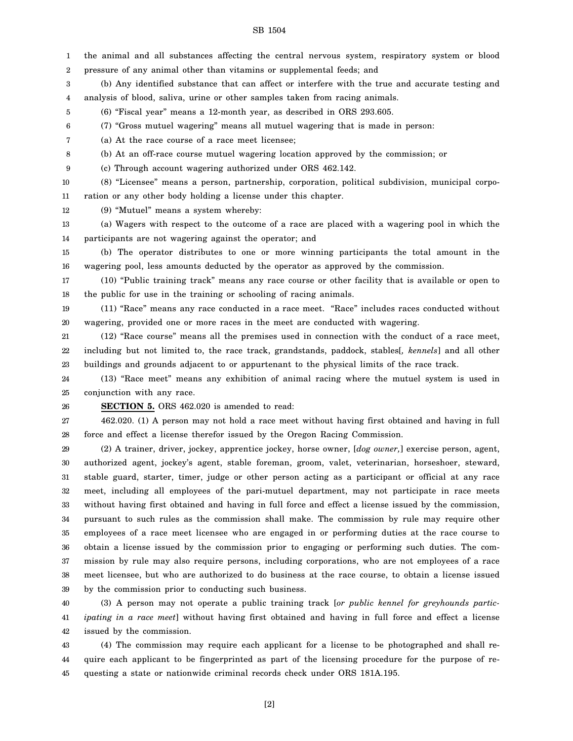the animal and all substances affecting the central nervous system, respiratory system or blood pressure of any animal other than vitamins or supplemental feeds; and

(b) Any identified substance that can affect or interfere with the true and accurate testing and analysis of blood, saliva, urine or other samples taken from racing animals.

(6) "Fiscal year" means a 12-month year, as described in ORS 293.605.

(7) "Gross mutuel wagering" means all mutuel wagering that is made in person:

(a) At the race course of a race meet licensee;

(b) At an off-race course mutuel wagering location approved by the commission; or

(c) Through account wagering authorized under ORS 462.142.

(8) "Licensee" means a person, partnership, corporation, political subdivision, municipal corporation or any other body holding a license under this chapter.

(9) "Mutuel" means a system whereby:

(a) Wagers with respect to the outcome of a race are placed with a wagering pool in which the participants are not wagering against the operator; and

(b) The operator distributes to one or more winning participants the total amount in the wagering pool, less amounts deducted by the operator as approved by the commission.

(10) "Public training track" means any race course or other facility that is available or open to the public for use in the training or schooling of racing animals.

(11) "Race" means any race conducted in a race meet. "Race" includes races conducted without wagering, provided one or more races in the meet are conducted with wagering.

(12) "Race course" means all the premises used in connection with the conduct of a race meet, including but not limited to, the race track, grandstands, paddock, stables[*, kennels*] and all other buildings and grounds adjacent to or appurtenant to the physical limits of the race track.

(13) "Race meet" means any exhibition of animal racing where the mutuel system is used in conjunction with any race.

**SECTION 5.** ORS 462.020 is amended to read:

462.020. (1) A person may not hold a race meet without having first obtained and having in full force and effect a license therefor issued by the Oregon Racing Commission.

(2) A trainer, driver, jockey, apprentice jockey, horse owner, [*dog owner,*] exercise person, agent, authorized agent, jockey's agent, stable foreman, groom, valet, veterinarian, horseshoer, steward, stable guard, starter, timer, judge or other person acting as a participant or official at any race meet, including all employees of the pari-mutuel department, may not participate in race meets without having first obtained and having in full force and effect a license issued by the commission, pursuant to such rules as the commission shall make. The commission by rule may require other employees of a race meet licensee who are engaged in or performing duties at the race course to obtain a license issued by the commission prior to engaging or performing such duties. The commission by rule may also require persons, including corporations, who are not employees of a race meet licensee, but who are authorized to do business at the race course, to obtain a license issued by the commission prior to conducting such business.

(3) A person may not operate a public training track [*or public kennel for greyhounds participating in a race meet*] without having first obtained and having in full force and effect a license issued by the commission.

(4) The commission may require each applicant for a license to be photographed and shall require each applicant to be fingerprinted as part of the licensing procedure for the purpose of requesting a state or nationwide criminal records check under ORS 181A.195.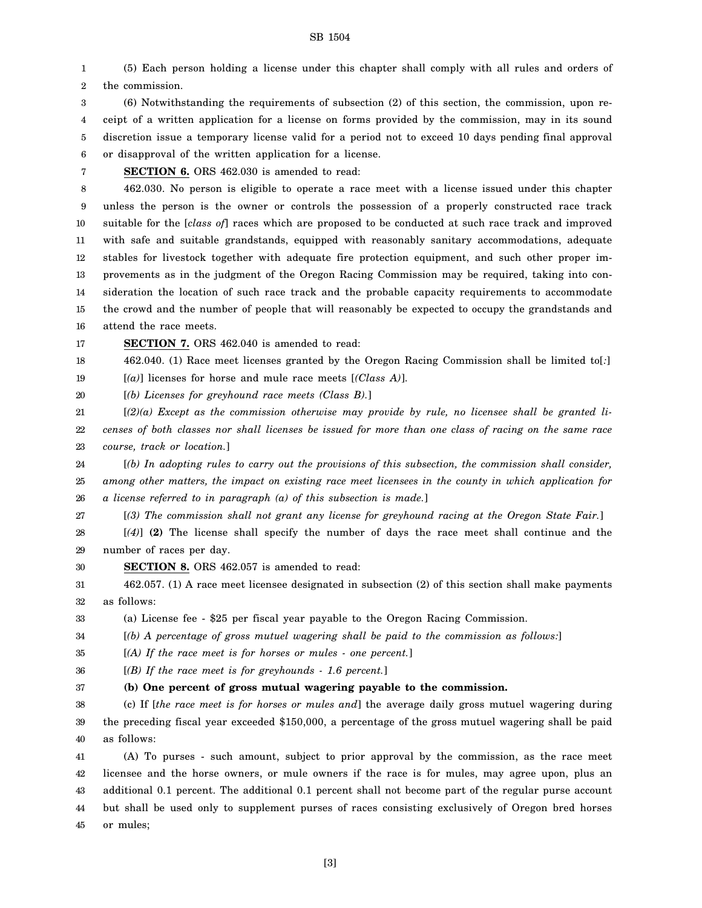(5) Each person holding a license under this chapter shall comply with all rules and orders of the commission.

(6) Notwithstanding the requirements of subsection (2) of this section, the commission, upon receipt of a written application for a license on forms provided by the commission, may in its sound discretion issue a temporary license valid for a period not to exceed 10 days pending final approval or disapproval of the written application for a license.

**SECTION 6.** ORS 462.030 is amended to read:

462.030. No person is eligible to operate a race meet with a license issued under this chapter unless the person is the owner or controls the possession of a properly constructed race track suitable for the [*class of*] races which are proposed to be conducted at such race track and improved with safe and suitable grandstands, equipped with reasonably sanitary accommodations, adequate stables for livestock together with adequate fire protection equipment, and such other proper improvements as in the judgment of the Oregon Racing Commission may be required, taking into consideration the location of such race track and the probable capacity requirements to accommodate the crowd and the number of people that will reasonably be expected to occupy the grandstands and attend the race meets.

**SECTION 7.** ORS 462.040 is amended to read:

462.040. (1) Race meet licenses granted by the Oregon Racing Commission shall be limited to[*:*]

[*(a)*] licenses for horse and mule race meets [*(Class A)*].

[*(b) Licenses for greyhound race meets (Class B).*]

[*(2)(a) Except as the commission otherwise may provide by rule, no licensee shall be granted licenses of both classes nor shall licenses be issued for more than one class of racing on the same race course, track or location.*]

[*(b) In adopting rules to carry out the provisions of this subsection, the commission shall consider, among other matters, the impact on existing race meet licensees in the county in which application for a license referred to in paragraph (a) of this subsection is made.*]

[*(3) The commission shall not grant any license for greyhound racing at the Oregon State Fair.*]

[*(4)*] **(2)** The license shall specify the number of days the race meet shall continue and the number of races per day.

**SECTION 8.** ORS 462.057 is amended to read:

462.057. (1) A race meet licensee designated in subsection (2) of this section shall make payments as follows:

(a) License fee - $25 per fiscal year payable to the Oregon Racing Commission.

[*(b) A percentage of gross mutuel wagering shall be paid to the commission as follows:*]

[*(A) If the race meet is for horses or mules - one percent.*]

[*(B) If the race meet is for greyhounds - 1.6 percent.*]

**(b) One percent of gross mutual wagering payable to the commission.**

(c) If [*the race meet is for horses or mules and*] the average daily gross mutuel wagering during the preceding fiscal year exceeded $150,000, a percentage of the gross mutuel wagering shall be paid as follows:

(A) To purses - such amount, subject to prior approval by the commission, as the race meet licensee and the horse owners, or mule owners if the race is for mules, may agree upon, plus an additional 0.1 percent. The additional 0.1 percent shall not become part of the regular purse account but shall be used only to supplement purses of races consisting exclusively of Oregon bred horses or mules;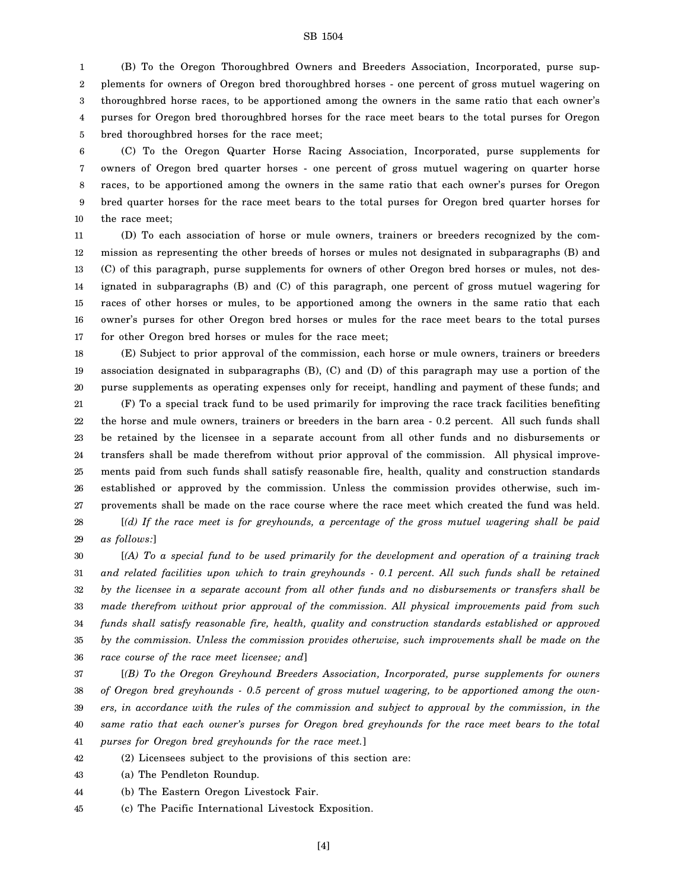(B) To the Oregon Thoroughbred Owners and Breeders Association, Incorporated, purse supplements for owners of Oregon bred thoroughbred horses - one percent of gross mutuel wagering on thoroughbred horse races, to be apportioned among the owners in the same ratio that each owner's purses for Oregon bred thoroughbred horses for the race meet bears to the total purses for Oregon bred thoroughbred horses for the race meet;

(C) To the Oregon Quarter Horse Racing Association, Incorporated, purse supplements for owners of Oregon bred quarter horses - one percent of gross mutuel wagering on quarter horse races, to be apportioned among the owners in the same ratio that each owner's purses for Oregon bred quarter horses for the race meet bears to the total purses for Oregon bred quarter horses for the race meet;

(D) To each association of horse or mule owners, trainers or breeders recognized by the commission as representing the other breeds of horses or mules not designated in subparagraphs (B) and (C) of this paragraph, purse supplements for owners of other Oregon bred horses or mules, not designated in subparagraphs (B) and (C) of this paragraph, one percent of gross mutuel wagering for races of other horses or mules, to be apportioned among the owners in the same ratio that each owner's purses for other Oregon bred horses or mules for the race meet bears to the total purses for other Oregon bred horses or mules for the race meet;

(E) Subject to prior approval of the commission, each horse or mule owners, trainers or breeders association designated in subparagraphs (B), (C) and (D) of this paragraph may use a portion of the purse supplements as operating expenses only for receipt, handling and payment of these funds; and

(F) To a special track fund to be used primarily for improving the race track facilities benefiting the horse and mule owners, trainers or breeders in the barn area - 0.2 percent. All such funds shall be retained by the licensee in a separate account from all other funds and no disbursements or transfers shall be made therefrom without prior approval of the commission. All physical improvements paid from such funds shall satisfy reasonable fire, health, quality and construction standards established or approved by the commission. Unless the commission provides otherwise, such improvements shall be made on the race course where the race meet which created the fund was held.

[*(d) If the race meet is for greyhounds, a percentage of the gross mutuel wagering shall be paid as follows:*]

[*(A) To a special fund to be used primarily for the development and operation of a training track and related facilities upon which to train greyhounds - 0.1 percent. All such funds shall be retained by the licensee in a separate account from all other funds and no disbursements or transfers shall be made therefrom without prior approval of the commission. All physical improvements paid from such funds shall satisfy reasonable fire, health, quality and construction standards established or approved by the commission. Unless the commission provides otherwise, such improvements shall be made on the race course of the race meet licensee; and*]

[*(B) To the Oregon Greyhound Breeders Association, Incorporated, purse supplements for owners of Oregon bred greyhounds - 0.5 percent of gross mutuel wagering, to be apportioned among the owners, in accordance with the rules of the commission and subject to approval by the commission, in the same ratio that each owner's purses for Oregon bred greyhounds for the race meet bears to the total purses for Oregon bred greyhounds for the race meet.*]

(2) Licensees subject to the provisions of this section are:

(a) The Pendleton Roundup.

(b) The Eastern Oregon Livestock Fair.

(c) The Pacific International Livestock Exposition.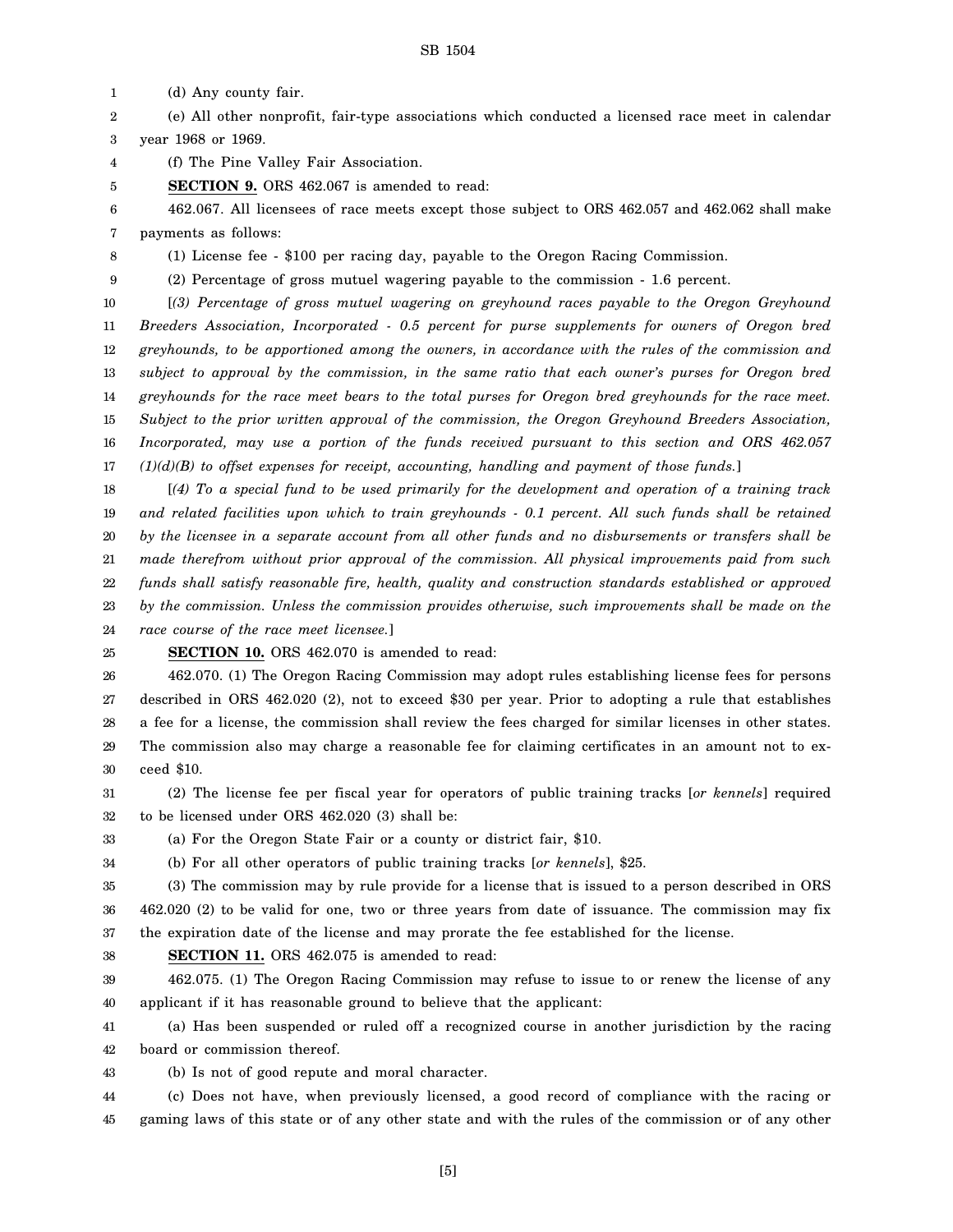(d) Any county fair.

(e) All other nonprofit, fair-type associations which conducted a licensed race meet in calendar year 1968 or 1969.

(f) The Pine Valley Fair Association.

**SECTION 9.** ORS 462.067 is amended to read:

462.067. All licensees of race meets except those subject to ORS 462.057 and 462.062 shall make payments as follows:

(1) License fee - $100 per racing day, payable to the Oregon Racing Commission.

(2) Percentage of gross mutuel wagering payable to the commission - 1.6 percent.

[*(3) Percentage of gross mutuel wagering on greyhound races payable to the Oregon Greyhound Breeders Association, Incorporated - 0.5 percent for purse supplements for owners of Oregon bred greyhounds, to be apportioned among the owners, in accordance with the rules of the commission and subject to approval by the commission, in the same ratio that each owner's purses for Oregon bred greyhounds for the race meet bears to the total purses for Oregon bred greyhounds for the race meet. Subject to the prior written approval of the commission, the Oregon Greyhound Breeders Association, Incorporated, may use a portion of the funds received pursuant to this section and ORS 462.057 (1)(d)(B) to offset expenses for receipt, accounting, handling and payment of those funds.*]

[*(4) To a special fund to be used primarily for the development and operation of a training track and related facilities upon which to train greyhounds - 0.1 percent. All such funds shall be retained by the licensee in a separate account from all other funds and no disbursements or transfers shall be made therefrom without prior approval of the commission. All physical improvements paid from such funds shall satisfy reasonable fire, health, quality and construction standards established or approved by the commission. Unless the commission provides otherwise, such improvements shall be made on the race course of the race meet licensee.*]

**SECTION 10.** ORS 462.070 is amended to read:

462.070. (1) The Oregon Racing Commission may adopt rules establishing license fees for persons described in ORS 462.020 (2), not to exceed $30 per year. Prior to adopting a rule that establishes a fee for a license, the commission shall review the fees charged for similar licenses in other states. The commission also may charge a reasonable fee for claiming certificates in an amount not to exceed $10.

(2) The license fee per fiscal year for operators of public training tracks [*or kennels*] required to be licensed under ORS 462.020 (3) shall be:

(a) For the Oregon State Fair or a county or district fair, $10.

(b) For all other operators of public training tracks [*or kennels*], $25.

(3) The commission may by rule provide for a license that is issued to a person described in ORS 462.020 (2) to be valid for one, two or three years from date of issuance. The commission may fix the expiration date of the license and may prorate the fee established for the license.

**SECTION 11.** ORS 462.075 is amended to read:

462.075. (1) The Oregon Racing Commission may refuse to issue to or renew the license of any applicant if it has reasonable ground to believe that the applicant:

(a) Has been suspended or ruled off a recognized course in another jurisdiction by the racing board or commission thereof.

(b) Is not of good repute and moral character.

(c) Does not have, when previously licensed, a good record of compliance with the racing or gaming laws of this state or of any other state and with the rules of the commission or of any other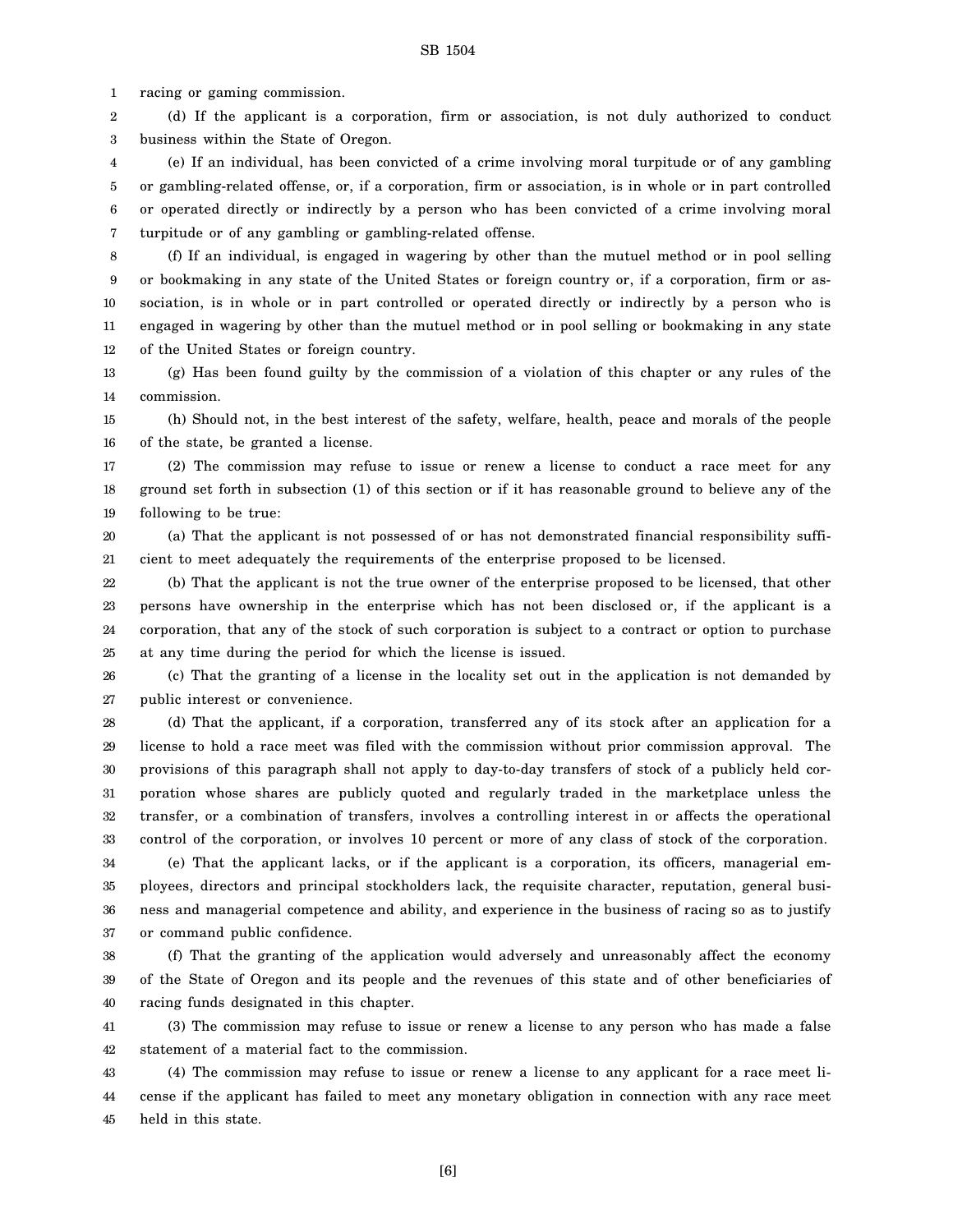racing or gaming commission.

(d) If the applicant is a corporation, firm or association, is not duly authorized to conduct business within the State of Oregon.

(e) If an individual, has been convicted of a crime involving moral turpitude or of any gambling or gambling-related offense, or, if a corporation, firm or association, is in whole or in part controlled or operated directly or indirectly by a person who has been convicted of a crime involving moral turpitude or of any gambling or gambling-related offense.

(f) If an individual, is engaged in wagering by other than the mutuel method or in pool selling or bookmaking in any state of the United States or foreign country or, if a corporation, firm or association, is in whole or in part controlled or operated directly or indirectly by a person who is engaged in wagering by other than the mutuel method or in pool selling or bookmaking in any state of the United States or foreign country.

(g) Has been found guilty by the commission of a violation of this chapter or any rules of the commission.

(h) Should not, in the best interest of the safety, welfare, health, peace and morals of the people of the state, be granted a license.

(2) The commission may refuse to issue or renew a license to conduct a race meet for any ground set forth in subsection (1) of this section or if it has reasonable ground to believe any of the following to be true:

(a) That the applicant is not possessed of or has not demonstrated financial responsibility sufficient to meet adequately the requirements of the enterprise proposed to be licensed.

(b) That the applicant is not the true owner of the enterprise proposed to be licensed, that other persons have ownership in the enterprise which has not been disclosed or, if the applicant is a corporation, that any of the stock of such corporation is subject to a contract or option to purchase at any time during the period for which the license is issued.

(c) That the granting of a license in the locality set out in the application is not demanded by public interest or convenience.

(d) That the applicant, if a corporation, transferred any of its stock after an application for a license to hold a race meet was filed with the commission without prior commission approval. The provisions of this paragraph shall not apply to day-to-day transfers of stock of a publicly held corporation whose shares are publicly quoted and regularly traded in the marketplace unless the transfer, or a combination of transfers, involves a controlling interest in or affects the operational control of the corporation, or involves 10 percent or more of any class of stock of the corporation.

(e) That the applicant lacks, or if the applicant is a corporation, its officers, managerial employees, directors and principal stockholders lack, the requisite character, reputation, general business and managerial competence and ability, and experience in the business of racing so as to justify or command public confidence.

(f) That the granting of the application would adversely and unreasonably affect the economy of the State of Oregon and its people and the revenues of this state and of other beneficiaries of racing funds designated in this chapter.

(3) The commission may refuse to issue or renew a license to any person who has made a false statement of a material fact to the commission.

(4) The commission may refuse to issue or renew a license to any applicant for a race meet license if the applicant has failed to meet any monetary obligation in connection with any race meet held in this state.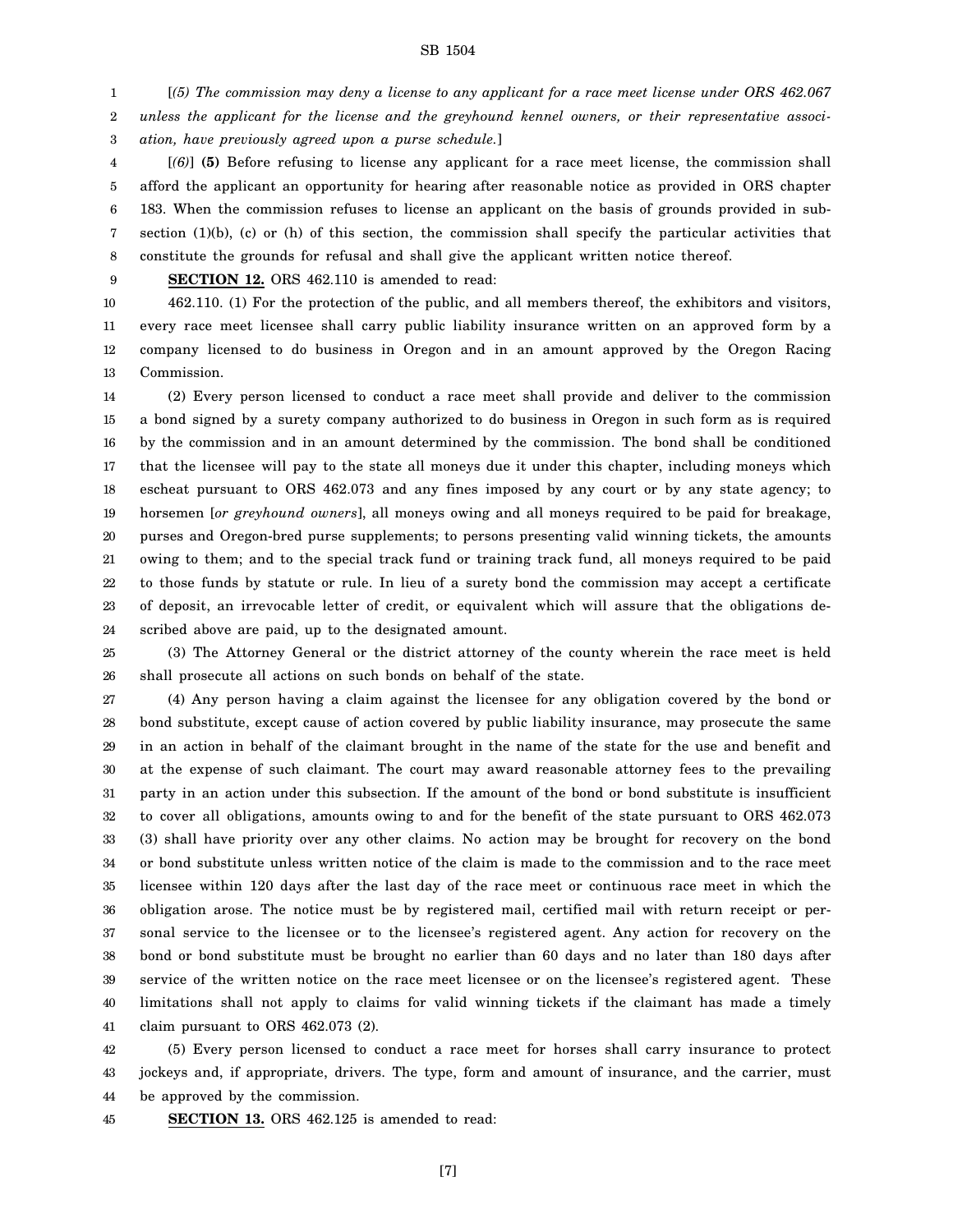[*(5) The commission may deny a license to any applicant for a race meet license under ORS 462.067 unless the applicant for the license and the greyhound kennel owners, or their representative association, have previously agreed upon a purse schedule.*]

[*(6)*] **(5)** Before refusing to license any applicant for a race meet license, the commission shall afford the applicant an opportunity for hearing after reasonable notice as provided in ORS chapter 183. When the commission refuses to license an applicant on the basis of grounds provided in subsection (1)(b), (c) or (h) of this section, the commission shall specify the particular activities that constitute the grounds for refusal and shall give the applicant written notice thereof.

**SECTION 12.** ORS 462.110 is amended to read:

462.110. (1) For the protection of the public, and all members thereof, the exhibitors and visitors, every race meet licensee shall carry public liability insurance written on an approved form by a company licensed to do business in Oregon and in an amount approved by the Oregon Racing Commission.

(2) Every person licensed to conduct a race meet shall provide and deliver to the commission a bond signed by a surety company authorized to do business in Oregon in such form as is required by the commission and in an amount determined by the commission. The bond shall be conditioned that the licensee will pay to the state all moneys due it under this chapter, including moneys which escheat pursuant to ORS 462.073 and any fines imposed by any court or by any state agency; to horsemen [*or greyhound owners*], all moneys owing and all moneys required to be paid for breakage, purses and Oregon-bred purse supplements; to persons presenting valid winning tickets, the amounts owing to them; and to the special track fund or training track fund, all moneys required to be paid to those funds by statute or rule. In lieu of a surety bond the commission may accept a certificate of deposit, an irrevocable letter of credit, or equivalent which will assure that the obligations described above are paid, up to the designated amount.

(3) The Attorney General or the district attorney of the county wherein the race meet is held shall prosecute all actions on such bonds on behalf of the state.

(4) Any person having a claim against the licensee for any obligation covered by the bond or bond substitute, except cause of action covered by public liability insurance, may prosecute the same in an action in behalf of the claimant brought in the name of the state for the use and benefit and at the expense of such claimant. The court may award reasonable attorney fees to the prevailing party in an action under this subsection. If the amount of the bond or bond substitute is insufficient to cover all obligations, amounts owing to and for the benefit of the state pursuant to ORS 462.073 (3) shall have priority over any other claims. No action may be brought for recovery on the bond or bond substitute unless written notice of the claim is made to the commission and to the race meet licensee within 120 days after the last day of the race meet or continuous race meet in which the obligation arose. The notice must be by registered mail, certified mail with return receipt or personal service to the licensee or to the licensee's registered agent. Any action for recovery on the bond or bond substitute must be brought no earlier than 60 days and no later than 180 days after service of the written notice on the race meet licensee or on the licensee's registered agent. These limitations shall not apply to claims for valid winning tickets if the claimant has made a timely claim pursuant to ORS 462.073 (2).

(5) Every person licensed to conduct a race meet for horses shall carry insurance to protect jockeys and, if appropriate, drivers. The type, form and amount of insurance, and the carrier, must be approved by the commission.

**SECTION 13.** ORS 462.125 is amended to read: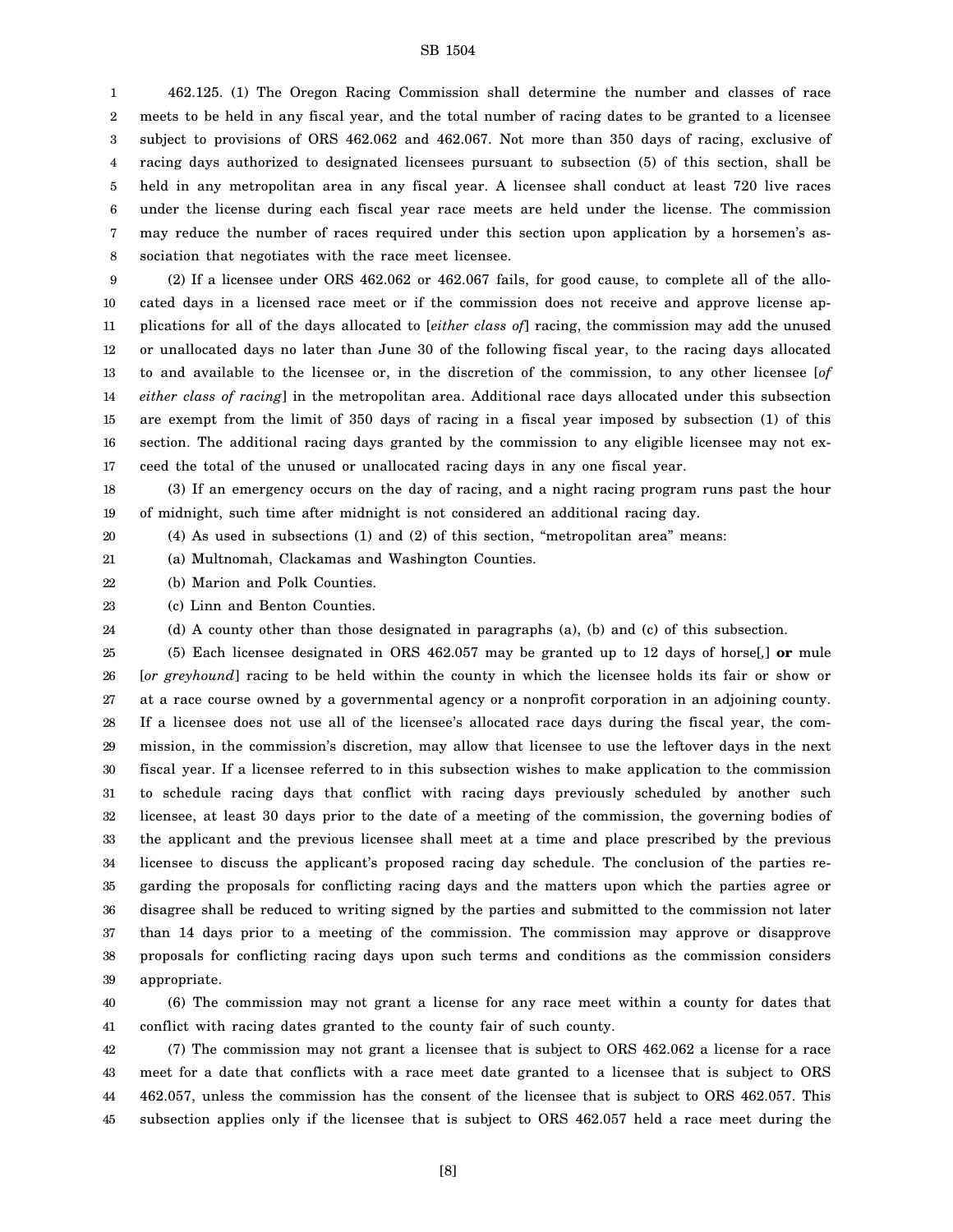462.125. (1) The Oregon Racing Commission shall determine the number and classes of race meets to be held in any fiscal year, and the total number of racing dates to be granted to a licensee subject to provisions of ORS 462.062 and 462.067. Not more than 350 days of racing, exclusive of racing days authorized to designated licensees pursuant to subsection (5) of this section, shall be held in any metropolitan area in any fiscal year. A licensee shall conduct at least 720 live races under the license during each fiscal year race meets are held under the license. The commission may reduce the number of races required under this section upon application by a horsemen's association that negotiates with the race meet licensee.

(2) If a licensee under ORS 462.062 or 462.067 fails, for good cause, to complete all of the allocated days in a licensed race meet or if the commission does not receive and approve license applications for all of the days allocated to [*either class of*] racing, the commission may add the unused or unallocated days no later than June 30 of the following fiscal year, to the racing days allocated to and available to the licensee or, in the discretion of the commission, to any other licensee [*of either class of racing*] in the metropolitan area. Additional race days allocated under this subsection are exempt from the limit of 350 days of racing in a fiscal year imposed by subsection (1) of this section. The additional racing days granted by the commission to any eligible licensee may not exceed the total of the unused or unallocated racing days in any one fiscal year.

(3) If an emergency occurs on the day of racing, and a night racing program runs past the hour of midnight, such time after midnight is not considered an additional racing day.

(4) As used in subsections (1) and (2) of this section, "metropolitan area" means:

(a) Multnomah, Clackamas and Washington Counties.

(b) Marion and Polk Counties.

(c) Linn and Benton Counties.

(d) A county other than those designated in paragraphs (a), (b) and (c) of this subsection.

(5) Each licensee designated in ORS 462.057 may be granted up to 12 days of horse[,] **or** mule [*or greyhound*] racing to be held within the county in which the licensee holds its fair or show or at a race course owned by a governmental agency or a nonprofit corporation in an adjoining county. If a licensee does not use all of the licensee's allocated race days during the fiscal year, the commission, in the commission's discretion, may allow that licensee to use the leftover days in the next fiscal year. If a licensee referred to in this subsection wishes to make application to the commission to schedule racing days that conflict with racing days previously scheduled by another such licensee, at least 30 days prior to the date of a meeting of the commission, the governing bodies of the applicant and the previous licensee shall meet at a time and place prescribed by the previous licensee to discuss the applicant's proposed racing day schedule. The conclusion of the parties regarding the proposals for conflicting racing days and the matters upon which the parties agree or disagree shall be reduced to writing signed by the parties and submitted to the commission not later than 14 days prior to a meeting of the commission. The commission may approve or disapprove proposals for conflicting racing days upon such terms and conditions as the commission considers appropriate.

(6) The commission may not grant a license for any race meet within a county for dates that conflict with racing dates granted to the county fair of such county.

(7) The commission may not grant a licensee that is subject to ORS 462.062 a license for a race meet for a date that conflicts with a race meet date granted to a licensee that is subject to ORS 462.057, unless the commission has the consent of the licensee that is subject to ORS 462.057. This subsection applies only if the licensee that is subject to ORS 462.057 held a race meet during the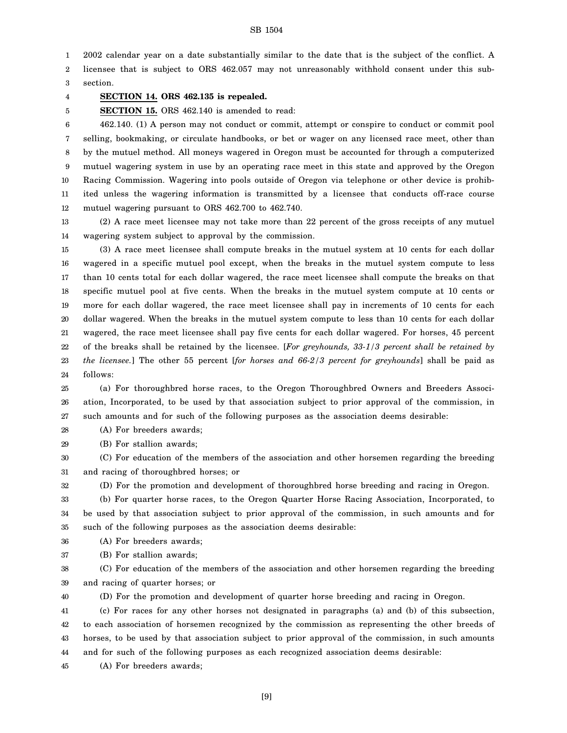2002 calendar year on a date substantially similar to the date that is the subject of the conflict. A licensee that is subject to ORS 462.057 may not unreasonably withhold consent under this subsection.

**SECTION 14. ORS 462.135 is repealed.**

**SECTION 15.** ORS 462.140 is amended to read:

462.140. (1) A person may not conduct or commit, attempt or conspire to conduct or commit pool selling, bookmaking, or circulate handbooks, or bet or wager on any licensed race meet, other than by the mutuel method. All moneys wagered in Oregon must be accounted for through a computerized mutuel wagering system in use by an operating race meet in this state and approved by the Oregon Racing Commission. Wagering into pools outside of Oregon via telephone or other device is prohibited unless the wagering information is transmitted by a licensee that conducts off-race course mutuel wagering pursuant to ORS 462.700 to 462.740.

(2) A race meet licensee may not take more than 22 percent of the gross receipts of any mutuel wagering system subject to approval by the commission.

(3) A race meet licensee shall compute breaks in the mutuel system at 10 cents for each dollar wagered in a specific mutuel pool except, when the breaks in the mutuel system compute to less than 10 cents total for each dollar wagered, the race meet licensee shall compute the breaks on that specific mutuel pool at five cents. When the breaks in the mutuel system compute at 10 cents or more for each dollar wagered, the race meet licensee shall pay in increments of 10 cents for each dollar wagered. When the breaks in the mutuel system compute to less than 10 cents for each dollar wagered, the race meet licensee shall pay five cents for each dollar wagered. For horses, 45 percent of the breaks shall be retained by the licensee. [*For greyhounds, 33-1/3 percent shall be retained by the licensee.*] The other 55 percent [*for horses and 66-2/3 percent for greyhounds*] shall be paid as follows:

(a) For thoroughbred horse races, to the Oregon Thoroughbred Owners and Breeders Association, Incorporated, to be used by that association subject to prior approval of the commission, in such amounts and for such of the following purposes as the association deems desirable:

(A) For breeders awards;

(B) For stallion awards;

(C) For education of the members of the association and other horsemen regarding the breeding and racing of thoroughbred horses; or

(D) For the promotion and development of thoroughbred horse breeding and racing in Oregon.

(b) For quarter horse races, to the Oregon Quarter Horse Racing Association, Incorporated, to be used by that association subject to prior approval of the commission, in such amounts and for such of the following purposes as the association deems desirable:

(A) For breeders awards;

(B) For stallion awards;

(C) For education of the members of the association and other horsemen regarding the breeding and racing of quarter horses; or

(D) For the promotion and development of quarter horse breeding and racing in Oregon.

(c) For races for any other horses not designated in paragraphs (a) and (b) of this subsection, to each association of horsemen recognized by the commission as representing the other breeds of horses, to be used by that association subject to prior approval of the commission, in such amounts and for such of the following purposes as each recognized association deems desirable:

(A) For breeders awards;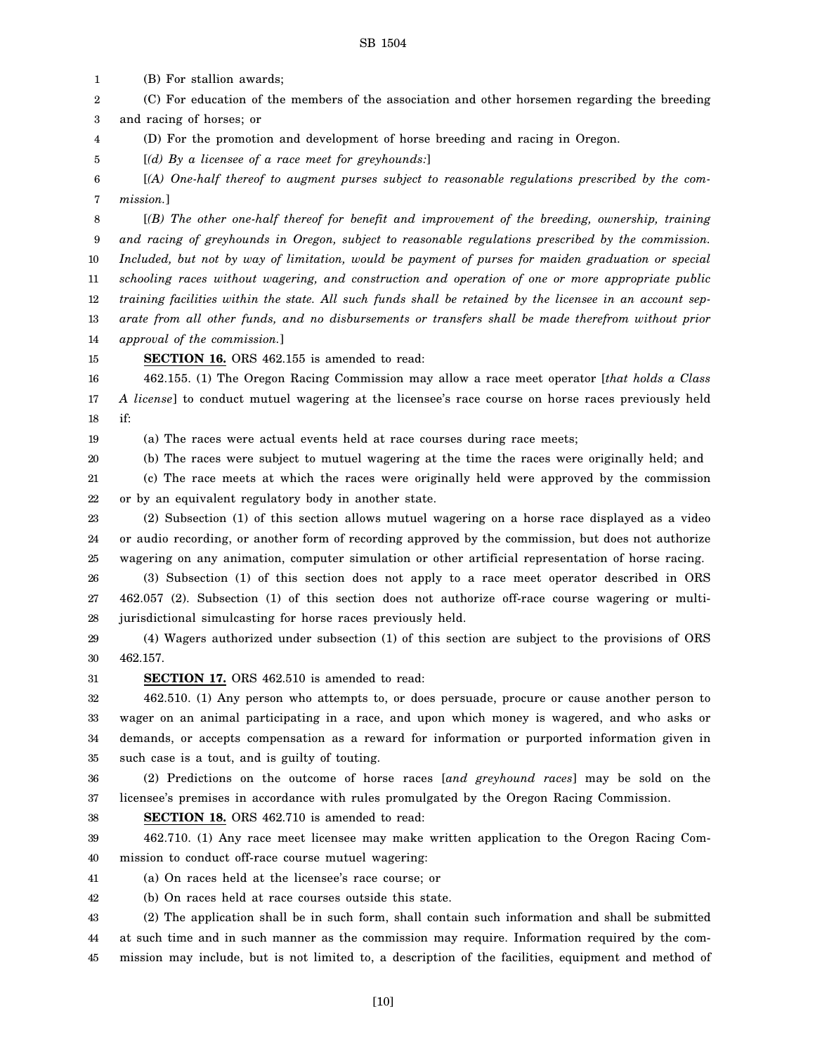(B) For stallion awards;

(C) For education of the members of the association and other horsemen regarding the breeding and racing of horses; or

(D) For the promotion and development of horse breeding and racing in Oregon.

[*(d) By a licensee of a race meet for greyhounds:*]

[*(A) One-half thereof to augment purses subject to reasonable regulations prescribed by the commission.*]

[*(B) The other one-half thereof for benefit and improvement of the breeding, ownership, training and racing of greyhounds in Oregon, subject to reasonable regulations prescribed by the commission. Included, but not by way of limitation, would be payment of purses for maiden graduation or special schooling races without wagering, and construction and operation of one or more appropriate public training facilities within the state. All such funds shall be retained by the licensee in an account separate from all other funds, and no disbursements or transfers shall be made therefrom without prior approval of the commission.*]

**SECTION 16.** ORS 462.155 is amended to read:

462.155. (1) The Oregon Racing Commission may allow a race meet operator [*that holds a Class A license*] to conduct mutuel wagering at the licensee's race course on horse races previously held if:

(a) The races were actual events held at race courses during race meets;

(b) The races were subject to mutuel wagering at the time the races were originally held; and

(c) The race meets at which the races were originally held were approved by the commission or by an equivalent regulatory body in another state.

(2) Subsection (1) of this section allows mutuel wagering on a horse race displayed as a video or audio recording, or another form of recording approved by the commission, but does not authorize wagering on any animation, computer simulation or other artificial representation of horse racing.

(3) Subsection (1) of this section does not apply to a race meet operator described in ORS 462.057 (2). Subsection (1) of this section does not authorize off-race course wagering or multi-jurisdictional simulcasting for horse races previously held.

(4) Wagers authorized under subsection (1) of this section are subject to the provisions of ORS 462.157.

**SECTION 17.** ORS 462.510 is amended to read:

462.510. (1) Any person who attempts to, or does persuade, procure or cause another person to wager on an animal participating in a race, and upon which money is wagered, and who asks or demands, or accepts compensation as a reward for information or purported information given in such case is a tout, and is guilty of touting.

(2) Predictions on the outcome of horse races [*and greyhound races*] may be sold on the licensee's premises in accordance with rules promulgated by the Oregon Racing Commission.

**SECTION 18.** ORS 462.710 is amended to read:

462.710. (1) Any race meet licensee may make written application to the Oregon Racing Commission to conduct off-race course mutuel wagering:

(a) On races held at the licensee's race course; or

(b) On races held at race courses outside this state.

(2) The application shall be in such form, shall contain such information and shall be submitted at such time and in such manner as the commission may require. Information required by the commission may include, but is not limited to, a description of the facilities, equipment and method of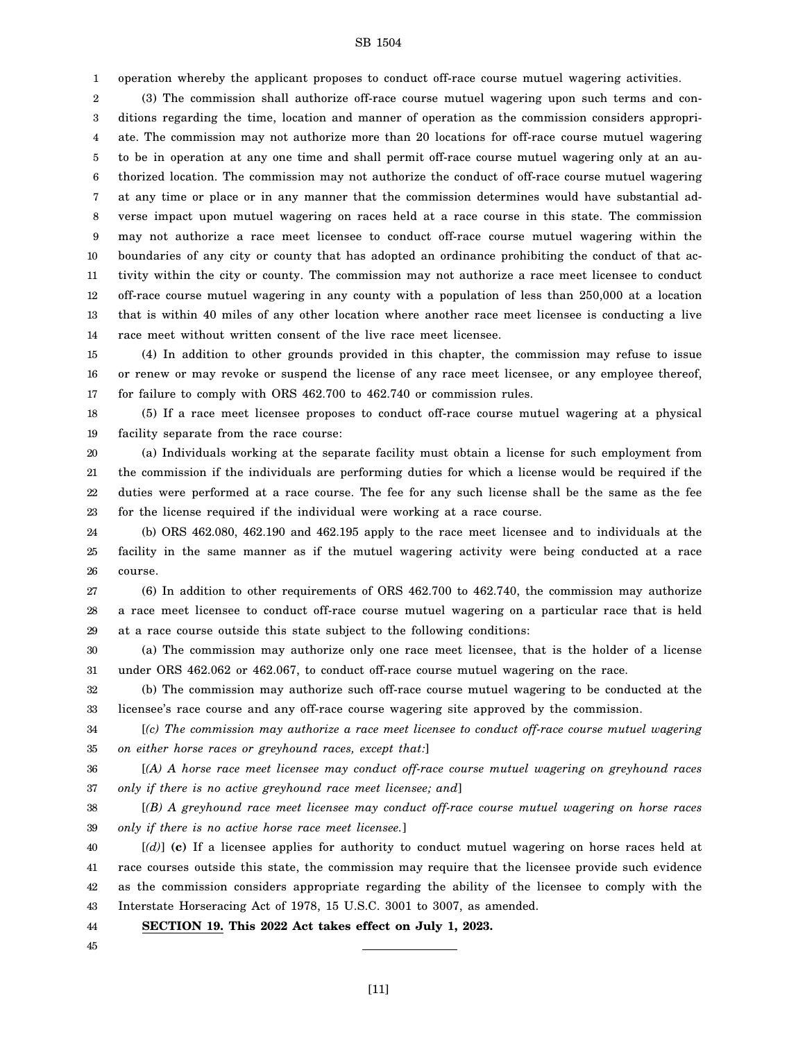operation whereby the applicant proposes to conduct off-race course mutuel wagering activities.

(3) The commission shall authorize off-race course mutuel wagering upon such terms and conditions regarding the time, location and manner of operation as the commission considers appropriate. The commission may not authorize more than 20 locations for off-race course mutuel wagering to be in operation at any one time and shall permit off-race course mutuel wagering only at an authorized location. The commission may not authorize the conduct of off-race course mutuel wagering at any time or place or in any manner that the commission determines would have substantial adverse impact upon mutuel wagering on races held at a race course in this state. The commission may not authorize a race meet licensee to conduct off-race course mutuel wagering within the boundaries of any city or county that has adopted an ordinance prohibiting the conduct of that activity within the city or county. The commission may not authorize a race meet licensee to conduct off-race course mutuel wagering in any county with a population of less than 250,000 at a location that is within 40 miles of any other location where another race meet licensee is conducting a live race meet without written consent of the live race meet licensee.

(4) In addition to other grounds provided in this chapter, the commission may refuse to issue or renew or may revoke or suspend the license of any race meet licensee, or any employee thereof, for failure to comply with ORS 462.700 to 462.740 or commission rules.

(5) If a race meet licensee proposes to conduct off-race course mutuel wagering at a physical facility separate from the race course:

(a) Individuals working at the separate facility must obtain a license for such employment from the commission if the individuals are performing duties for which a license would be required if the duties were performed at a race course. The fee for any such license shall be the same as the fee for the license required if the individual were working at a race course.

(b) ORS 462.080, 462.190 and 462.195 apply to the race meet licensee and to individuals at the facility in the same manner as if the mutuel wagering activity were being conducted at a race course.

(6) In addition to other requirements of ORS 462.700 to 462.740, the commission may authorize a race meet licensee to conduct off-race course mutuel wagering on a particular race that is held at a race course outside this state subject to the following conditions:

(a) The commission may authorize only one race meet licensee, that is the holder of a license under ORS 462.062 or 462.067, to conduct off-race course mutuel wagering on the race.

(b) The commission may authorize such off-race course mutuel wagering to be conducted at the licensee's race course and any off-race course wagering site approved by the commission.

[*(c) The commission may authorize a race meet licensee to conduct off-race course mutuel wagering on either horse races or greyhound races, except that:*]

[*(A) A horse race meet licensee may conduct off-race course mutuel wagering on greyhound races only if there is no active greyhound race meet licensee; and*]

[*(B) A greyhound race meet licensee may conduct off-race course mutuel wagering on horse races only if there is no active horse race meet licensee.*]

[*(d)*] **(c)** If a licensee applies for authority to conduct mutuel wagering on horse races held at race courses outside this state, the commission may require that the licensee provide such evidence as the commission considers appropriate regarding the ability of the licensee to comply with the Interstate Horseracing Act of 1978, 15 U.S.C. 3001 to 3007, as amended.

**SECTION 19. This 2022 Act takes effect on July 1, 2023.**